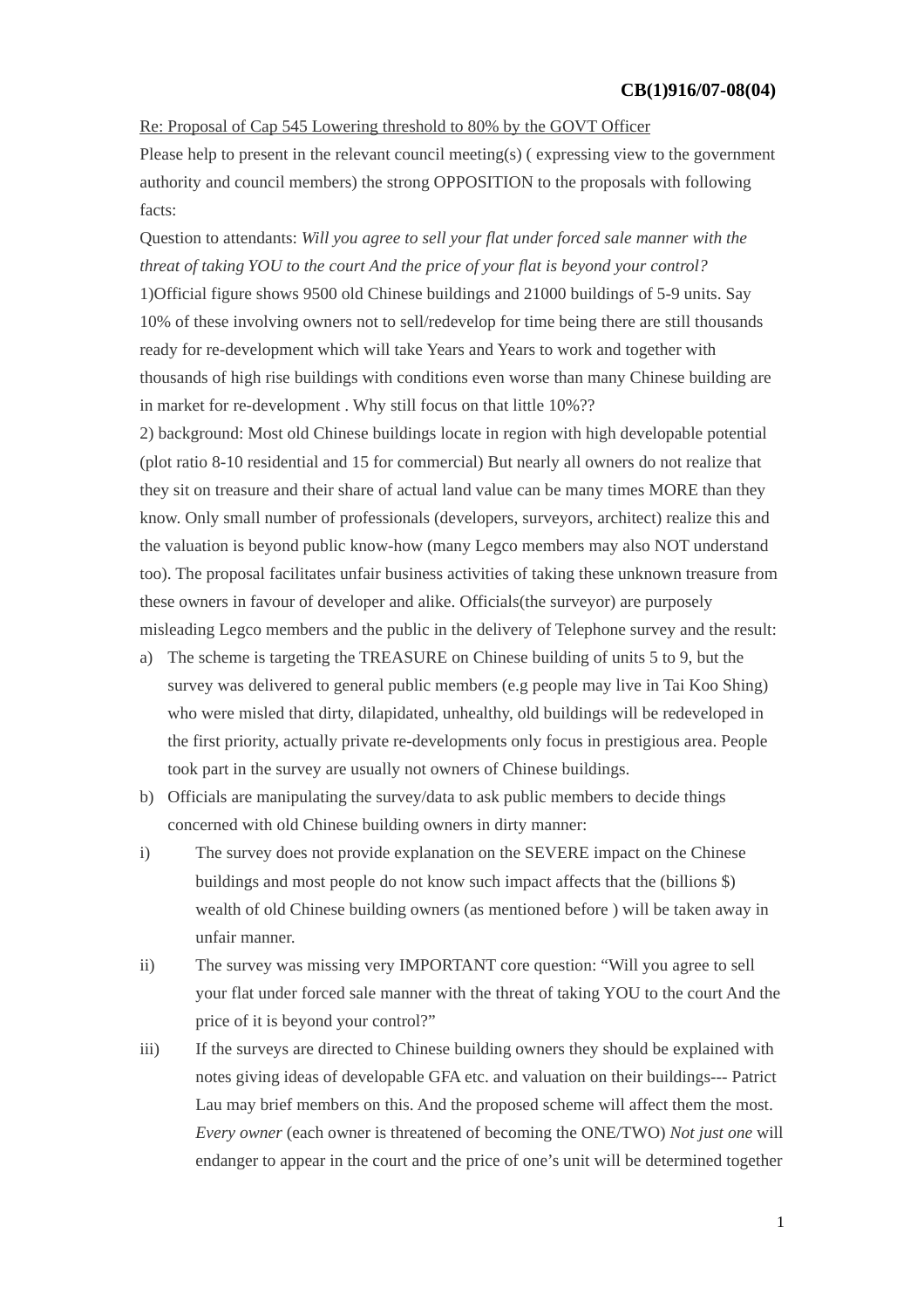**CB(1)916/07-08(04)**

Re: Proposal of Cap 545 Lowering threshold to 80% by the GOVT Officer

Please help to present in the relevant council meeting(s) ( expressing view to the government authority and council members) the strong OPPOSITION to the proposals with following facts:

Question to attendants: *Will you agree to sell your flat under forced sale manner with the threat of taking YOU to the court And the price of your flat is beyond your control?*

1)Official figure shows 9500 old Chinese buildings and 21000 buildings of 5-9 units. Say 10% of these involving owners not to sell/redevelop for time being there are still thousands ready for re-development which will take Years and Years to work and together with thousands of high rise buildings with conditions even worse than many Chinese building are in market for re-development . Why still focus on that little 10%??

2) background: Most old Chinese buildings locate in region with high developable potential (plot ratio 8-10 residential and 15 for commercial) But nearly all owners do not realize that they sit on treasure and their share of actual land value can be many times MORE than they know. Only small number of professionals (developers, surveyors, architect) realize this and the valuation is beyond public know-how (many Legco members may also NOT understand too). The proposal facilitates unfair business activities of taking these unknown treasure from these owners in favour of developer and alike. Officials(the surveyor) are purposely misleading Legco members and the public in the delivery of Telephone survey and the result:

a) The scheme is targeting the TREASURE on Chinese building of units 5 to 9, but the survey was delivered to general public members (e.g people may live in Tai Koo Shing) who were misled that dirty, dilapidated, unhealthy, old buildings will be redeveloped in the first priority, actually private re-developments only focus in prestigious area. People took part in the survey are usually not owners of Chinese buildings.

b) Officials are manipulating the survey/data to ask public members to decide things concerned with old Chinese building owners in dirty manner:

i) The survey does not provide explanation on the SEVERE impact on the Chinese buildings and most people do not know such impact affects that the (billions $) wealth of old Chinese building owners (as mentioned before ) will be taken away in unfair manner.

ii) The survey was missing very IMPORTANT core question: "Will you agree to sell your flat under forced sale manner with the threat of taking YOU to the court And the price of it is beyond your control?"

iii) If the surveys are directed to Chinese building owners they should be explained with notes giving ideas of developable GFA etc. and valuation on their buildings--- Patrict Lau may brief members on this. And the proposed scheme will affect them the most. *Every owner* (each owner is threatened of becoming the ONE/TWO) *Not just one* will endanger to appear in the court and the price of one's unit will be determined together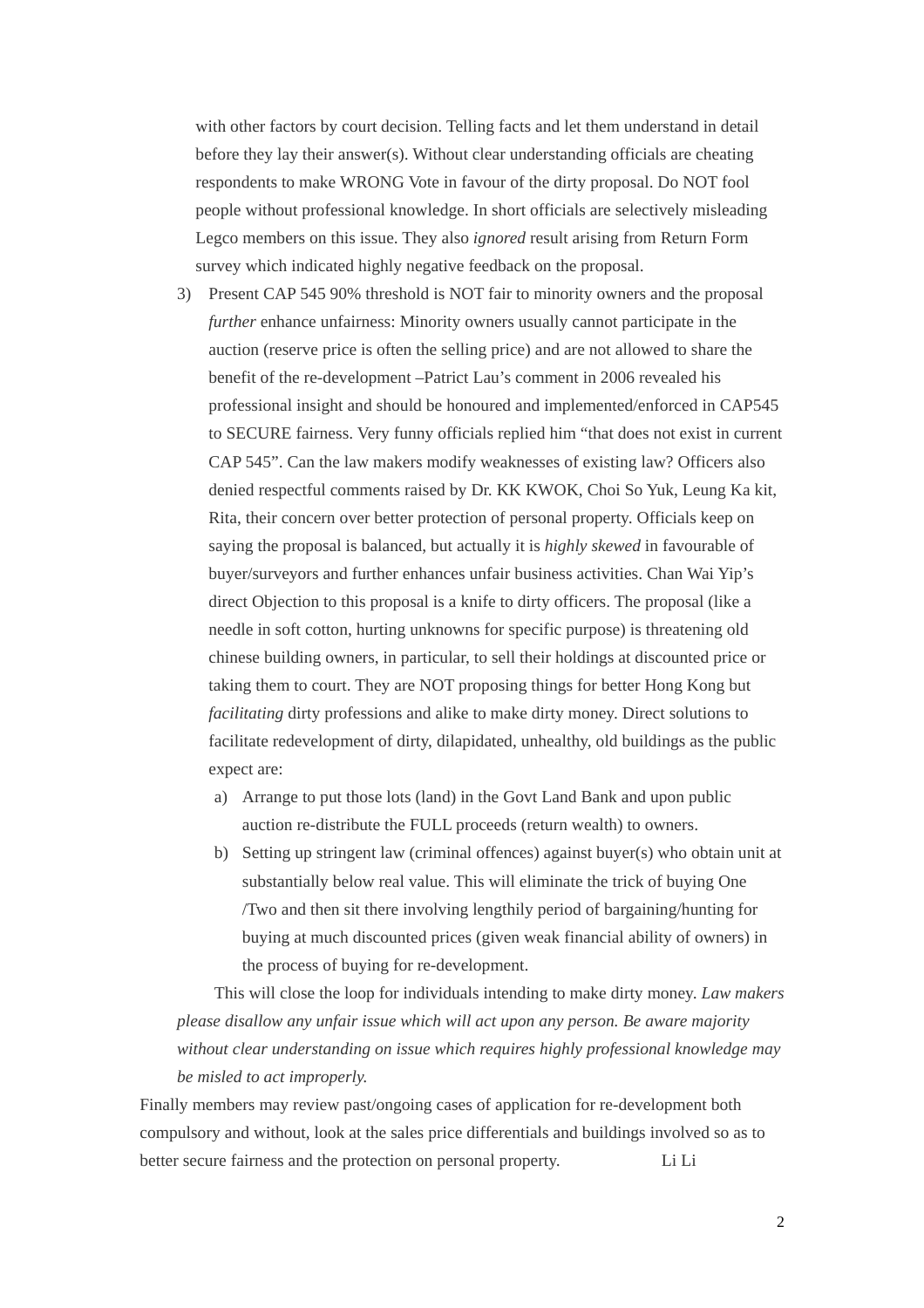with other factors by court decision. Telling facts and let them understand in detail before they lay their answer(s). Without clear understanding officials are cheating respondents to make WRONG Vote in favour of the dirty proposal. Do NOT fool people without professional knowledge. In short officials are selectively misleading Legco members on this issue. They also *ignored* result arising from Return Form survey which indicated highly negative feedback on the proposal.

3) Present CAP 545 90% threshold is NOT fair to minority owners and the proposal *further* enhance unfairness: Minority owners usually cannot participate in the auction (reserve price is often the selling price) and are not allowed to share the benefit of the re-development –Patrict Lau's comment in 2006 revealed his professional insight and should be honoured and implemented/enforced in CAP545 to SECURE fairness. Very funny officials replied him "that does not exist in current CAP 545". Can the law makers modify weaknesses of existing law? Officers also denied respectful comments raised by Dr. KK KWOK, Choi So Yuk, Leung Ka kit, Rita, their concern over better protection of personal property. Officials keep on saying the proposal is balanced, but actually it is *highly skewed* in favourable of buyer/surveyors and further enhances unfair business activities. Chan Wai Yip's direct Objection to this proposal is a knife to dirty officers. The proposal (like a needle in soft cotton, hurting unknowns for specific purpose) is threatening old chinese building owners, in particular, to sell their holdings at discounted price or taking them to court. They are NOT proposing things for better Hong Kong but *facilitating* dirty professions and alike to make dirty money. Direct solutions to facilitate redevelopment of dirty, dilapidated, unhealthy, old buildings as the public expect are:
   a) Arrange to put those lots (land) in the Govt Land Bank and upon public auction re-distribute the FULL proceeds (return wealth) to owners.
   b) Setting up stringent law (criminal offences) against buyer(s) who obtain unit at substantially below real value. This will eliminate the trick of buying One /Two and then sit there involving lengthily period of bargaining/hunting for buying at much discounted prices (given weak financial ability of owners) in the process of buying for re-development.

   This will close the loop for individuals intending to make dirty money. *Law makers please disallow any unfair issue which will act upon any person. Be aware majority without clear understanding on issue which requires highly professional knowledge may be misled to act improperly.*

Finally members may review past/ongoing cases of application for re-development both compulsory and without, look at the sales price differentials and buildings involved so as to better secure fairness and the protection on personal property. Li Li